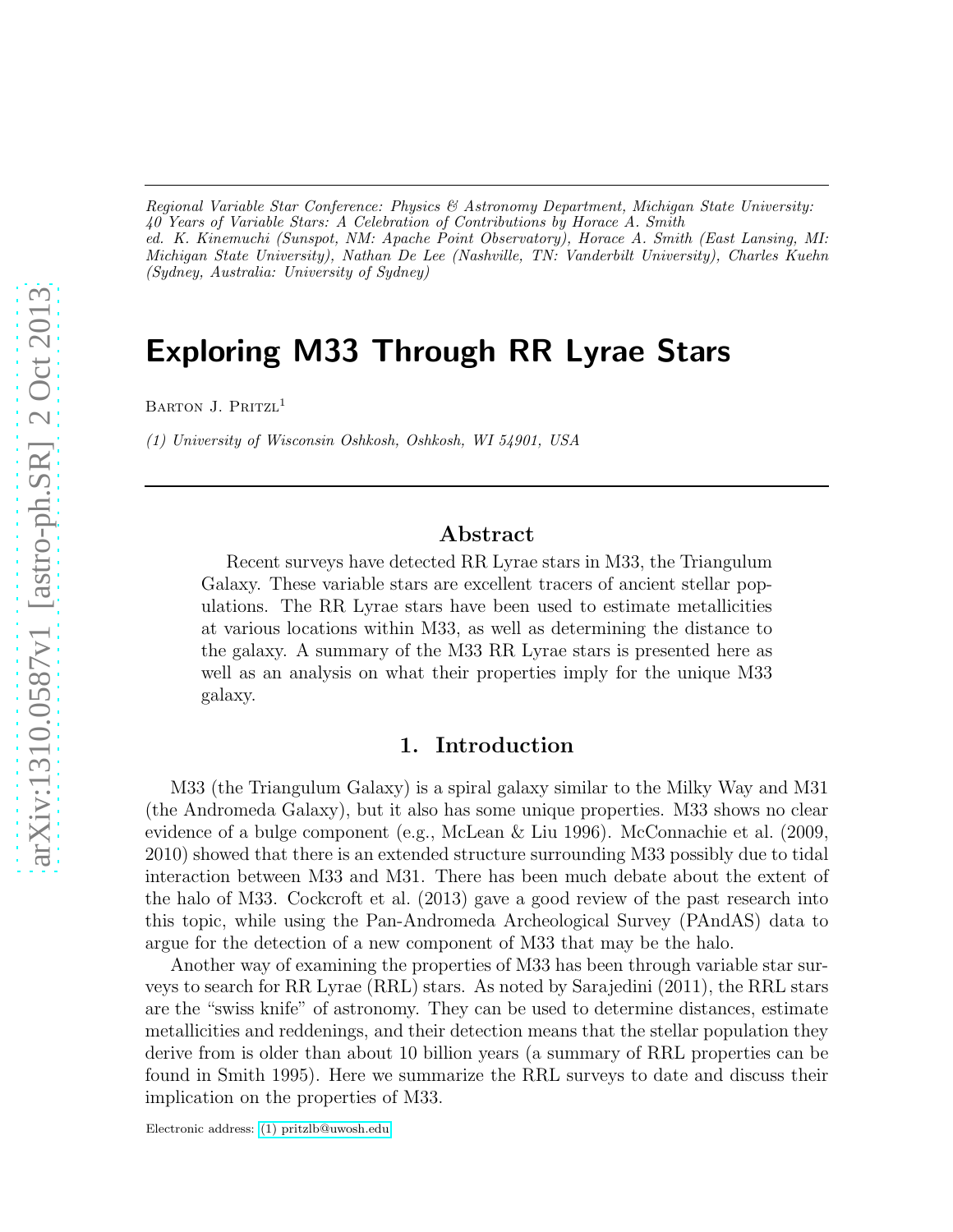*Regional Variable Star Conference: Physics & Astronomy Department, Michigan State University: 40 Years of Variable Stars: A Celebration of Contributions by Horace A. Smith*
*ed. K. Kinemuchi (Sunspot, NM: Apache Point Observatory), Horace A. Smith (East Lansing, MI: Michigan State University), Nathan De Lee (Nashville, TN: Vanderbilt University), Charles Kuehn (Sydney, Australia: University of Sydney)*

# Exploring M33 Through RR Lyrae Stars

Barton J. Pritzl[1]

*(1) University of Wisconsin Oshkosh, Oshkosh, WI 54901, USA*

## Abstract

Recent surveys have detected RR Lyrae stars in M33, the Triangulum Galaxy. These variable stars are excellent tracers of ancient stellar populations. The RR Lyrae stars have been used to estimate metallicities at various locations within M33, as well as determining the distance to the galaxy. A summary of the M33 RR Lyrae stars is presented here as well as an analysis on what their properties imply for the unique M33 galaxy.

## 1. Introduction

M33 (the Triangulum Galaxy) is a spiral galaxy similar to the Milky Way and M31 (the Andromeda Galaxy), but it also has some unique properties. M33 shows no clear evidence of a bulge component (e.g., McLean & Liu 1996). McConnachie et al. (2009, 2010) showed that there is an extended structure surrounding M33 possibly due to tidal interaction between M33 and M31. There has been much debate about the extent of the halo of M33. Cockcroft et al. (2013) gave a good review of the past research into this topic, while using the Pan-Andromeda Archeological Survey (PAndAS) data to argue for the detection of a new component of M33 that may be the halo.

Another way of examining the properties of M33 has been through variable star surveys to search for RR Lyrae (RRL) stars. As noted by Sarajedini (2011), the RRL stars are the "swiss knife" of astronomy. They can be used to determine distances, estimate metallicities and reddenings, and their detection means that the stellar population they derive from is older than about 10 billion years (a summary of RRL properties can be found in Smith 1995). Here we summarize the RRL surveys to date and discuss their implication on the properties of M33.

Electronic address: (1) pritzlb@uwosh.edu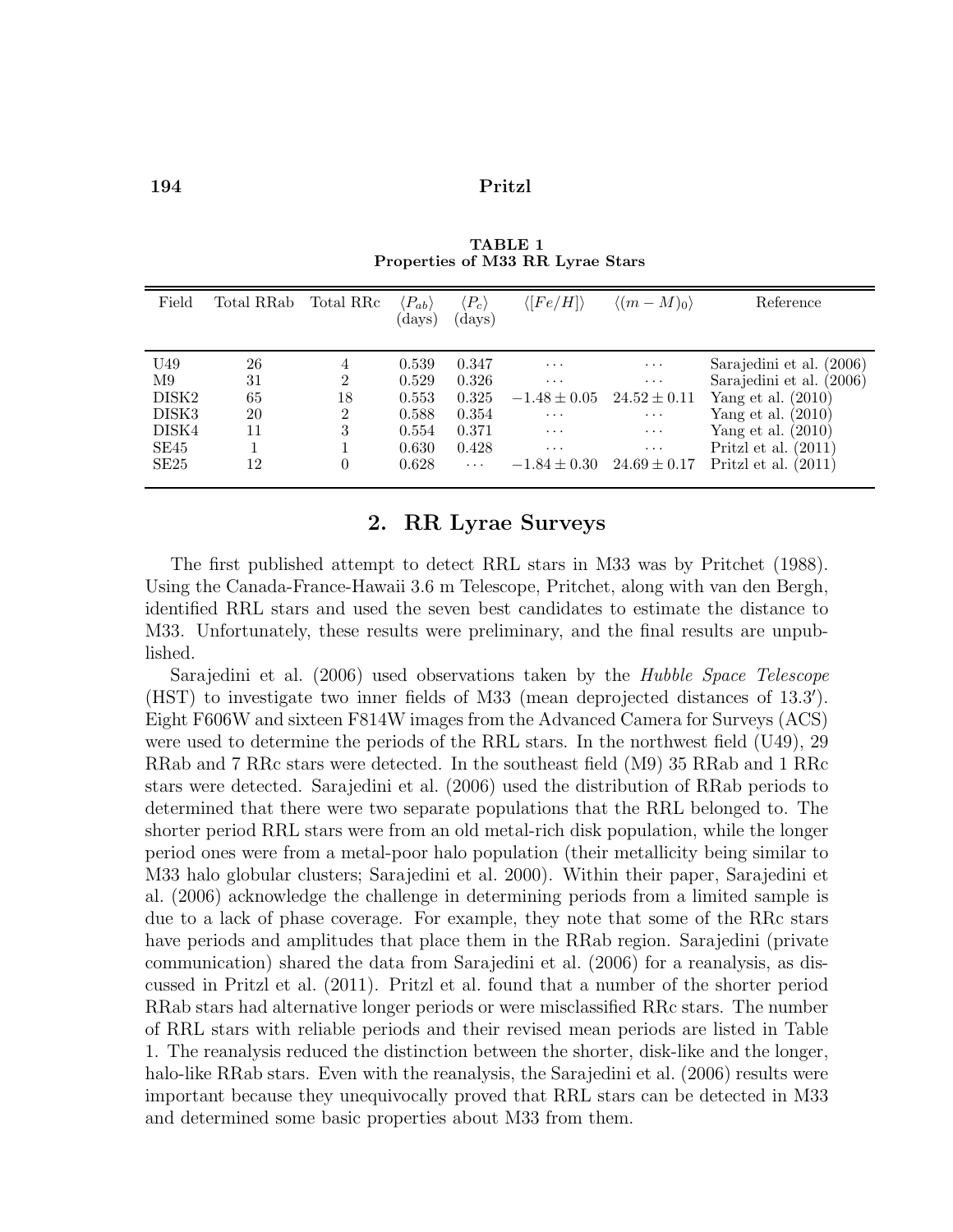**TABLE 1**
**Properties of M33 RR Lyrae Stars**

| Field | Total RRab | Total RRc | $\langle P_{ab}\rangle$ (days) | $\langle P_c\rangle$ (days) | $\langle[Fe/H]\rangle$ | $\langle(m-M)_0\rangle$ | Reference |
|---|---|---|---|---|---|---|---|
| U49 | 26 | 4 | 0.539 | 0.347 | $\cdots$ | $\cdots$ | Sarajedini et al. (2006) |
| M9 | 31 | 2 | 0.529 | 0.326 | $\cdots$ | $\cdots$ | Sarajedini et al. (2006) |
| DISK2 | 65 | 18 | 0.553 | 0.325 | $-1.48 \pm 0.05$ | $24.52 \pm 0.11$ | Yang et al. (2010) |
| DISK3 | 20 | 2 | 0.588 | 0.354 | $\cdots$ | $\cdots$ | Yang et al. (2010) |
| DISK4 | 11 | 3 | 0.554 | 0.371 | $\cdots$ | $\cdots$ | Yang et al. (2010) |
| SE45 | 1 | 1 | 0.630 | 0.428 | $\cdots$ | $\cdots$ | Pritzl et al. (2011) |
| SE25 | 12 | 0 | 0.628 | $\cdots$ | $-1.84 \pm 0.30$ | $24.69 \pm 0.17$ | Pritzl et al. (2011) |

## 2. RR Lyrae Surveys

The first published attempt to detect RRL stars in M33 was by Pritchet (1988). Using the Canada-France-Hawaii 3.6 m Telescope, Pritchet, along with van den Bergh, identified RRL stars and used the seven best candidates to estimate the distance to M33. Unfortunately, these results were preliminary, and the final results are unpublished.

Sarajedini et al. (2006) used observations taken by the *Hubble Space Telescope* (HST) to investigate two inner fields of M33 (mean deprojected distances of 13.3′). Eight F606W and sixteen F814W images from the Advanced Camera for Surveys (ACS) were used to determine the periods of the RRL stars. In the northwest field (U49), 29 RRab and 7 RRc stars were detected. In the southeast field (M9) 35 RRab and 1 RRc stars were detected. Sarajedini et al. (2006) used the distribution of RRab periods to determined that there were two separate populations that the RRL belonged to. The shorter period RRL stars were from an old metal-rich disk population, while the longer period ones were from a metal-poor halo population (their metallicity being similar to M33 halo globular clusters; Sarajedini et al. 2000). Within their paper, Sarajedini et al. (2006) acknowledge the challenge in determining periods from a limited sample is due to a lack of phase coverage. For example, they note that some of the RRc stars have periods and amplitudes that place them in the RRab region. Sarajedini (private communication) shared the data from Sarajedini et al. (2006) for a reanalysis, as discussed in Pritzl et al. (2011). Pritzl et al. found that a number of the shorter period RRab stars had alternative longer periods or were misclassified RRc stars. The number of RRL stars with reliable periods and their revised mean periods are listed in Table 1. The reanalysis reduced the distinction between the shorter, disk-like and the longer, halo-like RRab stars. Even with the reanalysis, the Sarajedini et al. (2006) results were important because they unequivocally proved that RRL stars can be detected in M33 and determined some basic properties about M33 from them.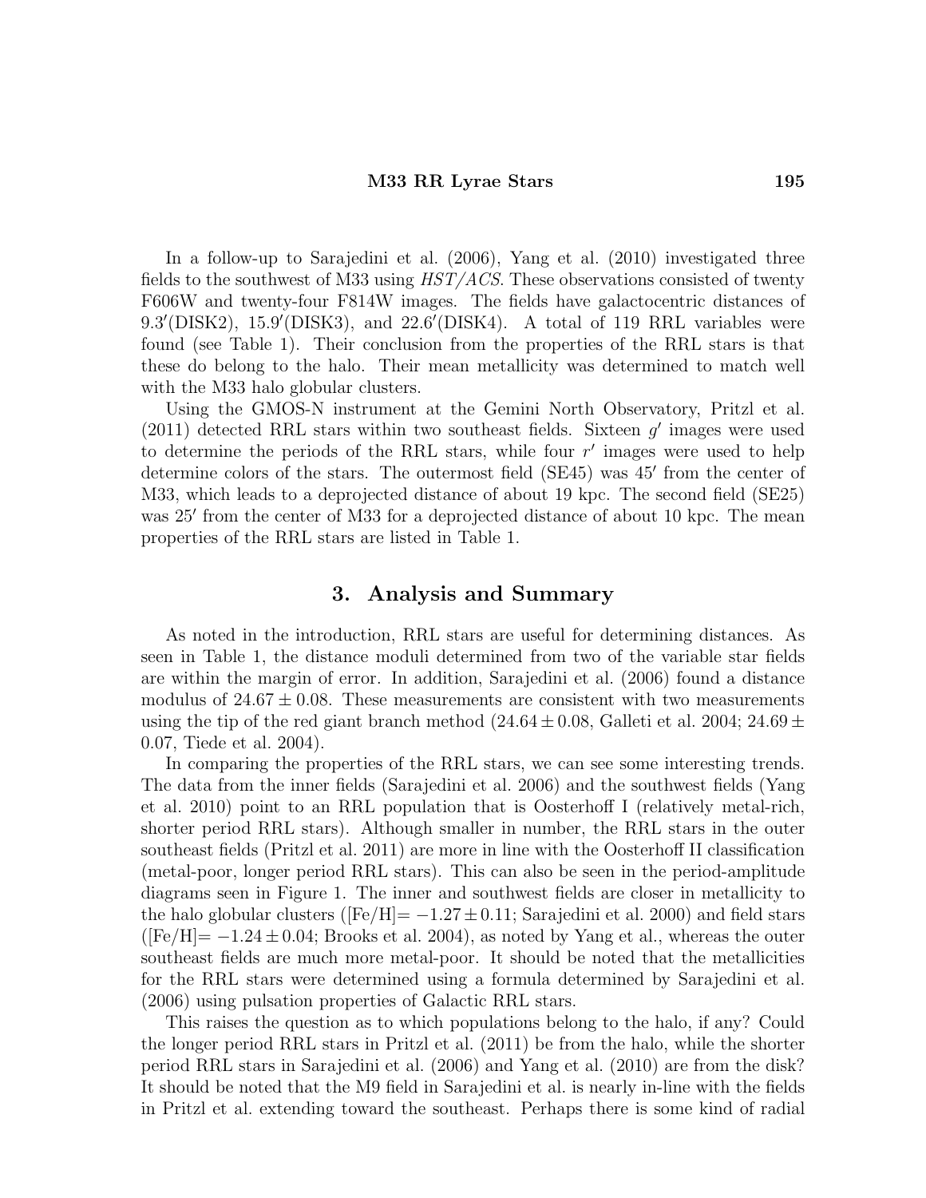In a follow-up to Sarajedini et al. (2006), Yang et al. (2010) investigated three fields to the southwest of M33 using *HST/ACS*. These observations consisted of twenty F606W and twenty-four F814W images. The fields have galactocentric distances of $9.3'$(DISK2), $15.9'$(DISK3), and $22.6'$(DISK4). A total of 119 RRL variables were found (see Table 1). Their conclusion from the properties of the RRL stars is that these do belong to the halo. Their mean metallicity was determined to match well with the M33 halo globular clusters.

Using the GMOS-N instrument at the Gemini North Observatory, Pritzl et al. (2011) detected RRL stars within two southeast fields. Sixteen $g'$ images were used to determine the periods of the RRL stars, while four $r'$ images were used to help determine colors of the stars. The outermost field (SE45) was $45'$ from the center of M33, which leads to a deprojected distance of about 19 kpc. The second field (SE25) was $25'$ from the center of M33 for a deprojected distance of about 10 kpc. The mean properties of the RRL stars are listed in Table 1.

## 3. Analysis and Summary

As noted in the introduction, RRL stars are useful for determining distances. As seen in Table 1, the distance moduli determined from two of the variable star fields are within the margin of error. In addition, Sarajedini et al. (2006) found a distance modulus of $24.67 \pm 0.08$. These measurements are consistent with two measurements using the tip of the red giant branch method ($24.64 \pm 0.08$, Galleti et al. 2004; $24.69 \pm 0.07$, Tiede et al. 2004).

In comparing the properties of the RRL stars, we can see some interesting trends. The data from the inner fields (Sarajedini et al. 2006) and the southwest fields (Yang et al. 2010) point to an RRL population that is Oosterhoff I (relatively metal-rich, shorter period RRL stars). Although smaller in number, the RRL stars in the outer southeast fields (Pritzl et al. 2011) are more in line with the Oosterhoff II classification (metal-poor, longer period RRL stars). This can also be seen in the period-amplitude diagrams seen in Figure 1. The inner and southwest fields are closer in metallicity to the halo globular clusters ([Fe/H]$= -1.27 \pm 0.11$; Sarajedini et al. 2000) and field stars ([Fe/H]$= -1.24 \pm 0.04$; Brooks et al. 2004), as noted by Yang et al., whereas the outer southeast fields are much more metal-poor. It should be noted that the metallicities for the RRL stars were determined using a formula determined by Sarajedini et al. (2006) using pulsation properties of Galactic RRL stars.

This raises the question as to which populations belong to the halo, if any? Could the longer period RRL stars in Pritzl et al. (2011) be from the halo, while the shorter period RRL stars in Sarajedini et al. (2006) and Yang et al. (2010) are from the disk? It should be noted that the M9 field in Sarajedini et al. is nearly in-line with the fields in Pritzl et al. extending toward the southeast. Perhaps there is some kind of radial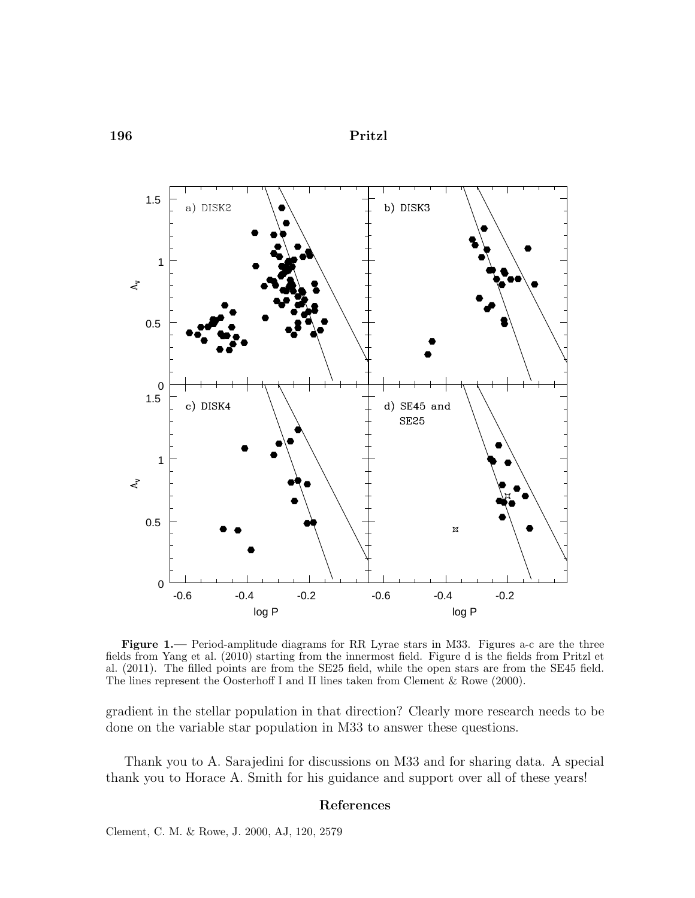**Figure 1.**— Period-amplitude diagrams for RR Lyrae stars in M33. Figures a-c are the three fields from Yang et al. (2010) starting from the innermost field. Figure d is the fields from Pritzl et al. (2011). The filled points are from the SE25 field, while the open stars are from the SE45 field. The lines represent the Oosterhoff I and II lines taken from Clement & Rowe (2000).

gradient in the stellar population in that direction? Clearly more research needs to be done on the variable star population in M33 to answer these questions.

Thank you to A. Sarajedini for discussions on M33 and for sharing data. A special thank you to Horace A. Smith for his guidance and support over all of these years!

## References

Clement, C. M. & Rowe, J. 2000, AJ, 120, 2579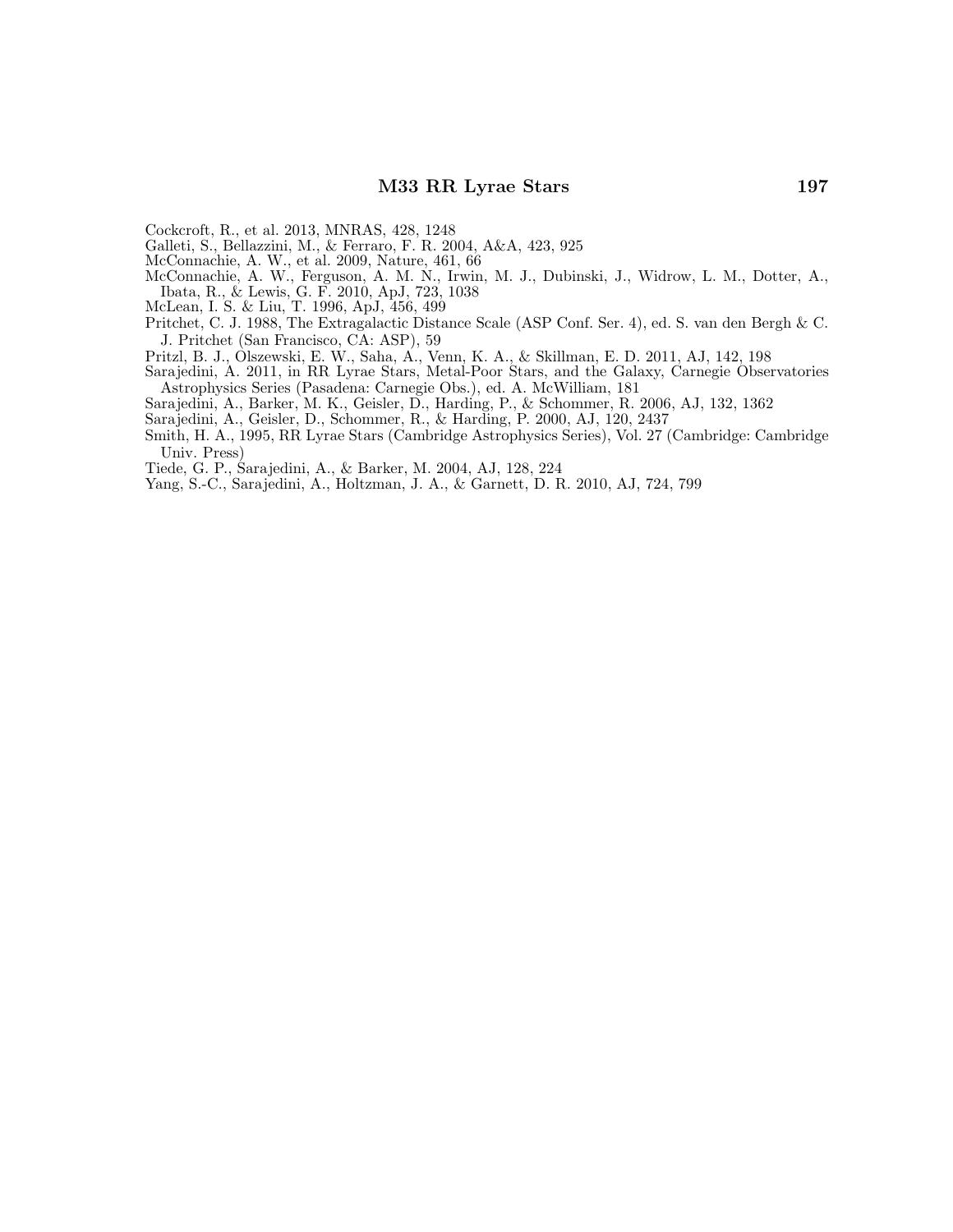Cockcroft, R., et al. 2013, MNRAS, 428, 1248

Galleti, S., Bellazzini, M., & Ferraro, F. R. 2004, A&A, 423, 925

McConnachie, A. W., et al. 2009, Nature, 461, 66

McConnachie, A. W., Ferguson, A. M. N., Irwin, M. J., Dubinski, J., Widrow, L. M., Dotter, A., Ibata, R., & Lewis, G. F. 2010, ApJ, 723, 1038

McLean, I. S. & Liu, T. 1996, ApJ, 456, 499

Pritchet, C. J. 1988, The Extragalactic Distance Scale (ASP Conf. Ser. 4), ed. S. van den Bergh & C. J. Pritchet (San Francisco, CA: ASP), 59

Pritzl, B. J., Olszewski, E. W., Saha, A., Venn, K. A., & Skillman, E. D. 2011, AJ, 142, 198

Sarajedini, A. 2011, in RR Lyrae Stars, Metal-Poor Stars, and the Galaxy, Carnegie Observatories Astrophysics Series (Pasadena: Carnegie Obs.), ed. A. McWilliam, 181

Sarajedini, A., Barker, M. K., Geisler, D., Harding, P., & Schommer, R. 2006, AJ, 132, 1362

Sarajedini, A., Geisler, D., Schommer, R., & Harding, P. 2000, AJ, 120, 2437

Smith, H. A., 1995, RR Lyrae Stars (Cambridge Astrophysics Series), Vol. 27 (Cambridge: Cambridge Univ. Press)

Tiede, G. P., Sarajedini, A., & Barker, M. 2004, AJ, 128, 224

Yang, S.-C., Sarajedini, A., Holtzman, J. A., & Garnett, D. R. 2010, AJ, 724, 799